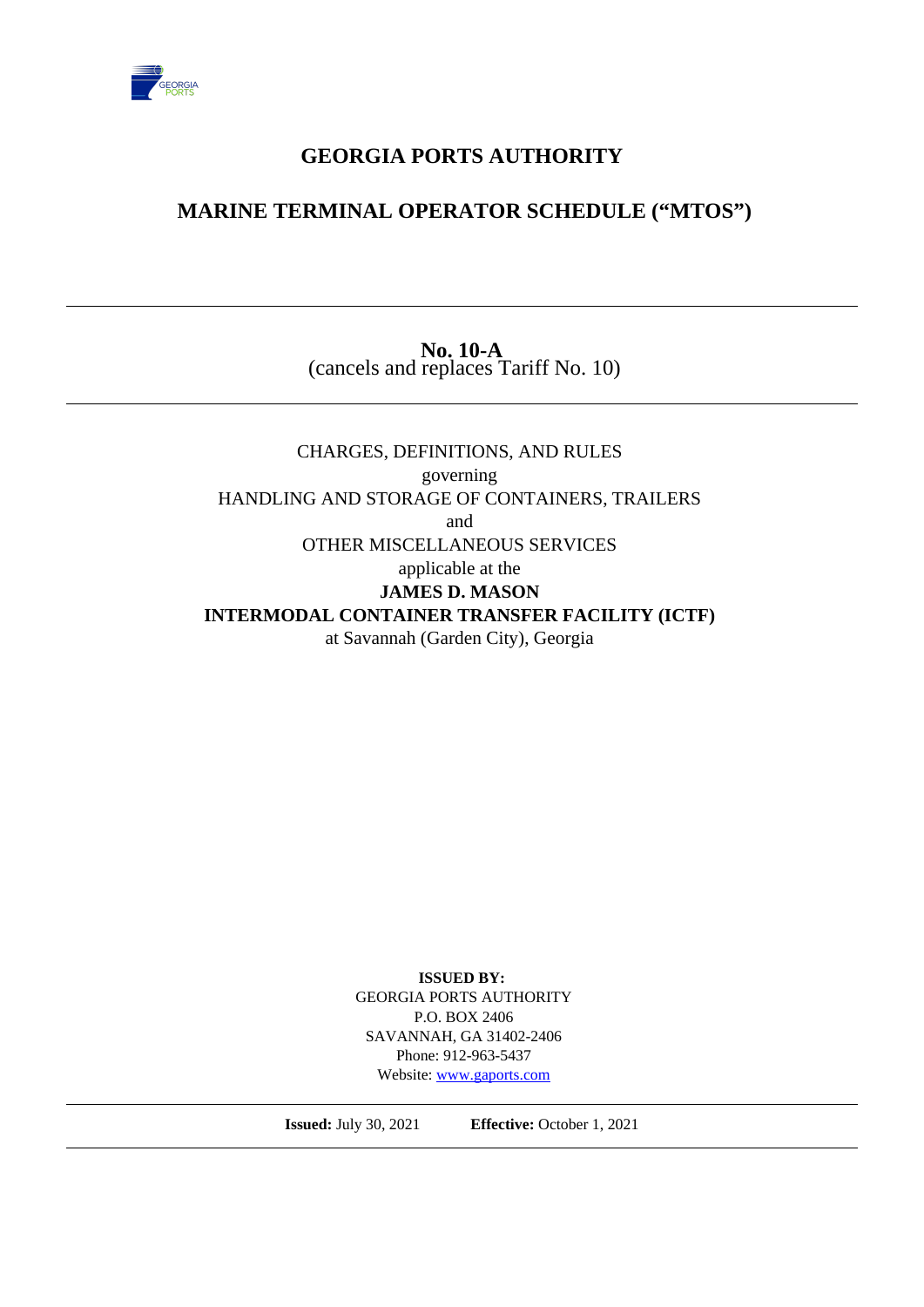# GEORGIA PORTS AUTHORITY

## MARINE TERMINAL OPERATOR SCHEDULE ("MTOS")

---

**No. 10-A**
(cancels and replaces Tariff No. 10)

---

CHARGES, DEFINITIONS, AND RULES
governing
HANDLING AND STORAGE OF CONTAINERS, TRAILERS
and
OTHER MISCELLANEOUS SERVICES
applicable at the
**JAMES D. MASON**
**INTERMODAL CONTAINER TRANSFER FACILITY (ICTF)**
at Savannah (Garden City), Georgia

**ISSUED BY:**
GEORGIA PORTS AUTHORITY
P.O. BOX 2406
SAVANNAH, GA 31402-2406
Phone: 912-963-5437
Website: www.gaports.com

---

**Issued:** July 30, 2021 **Effective:** October 1, 2021

---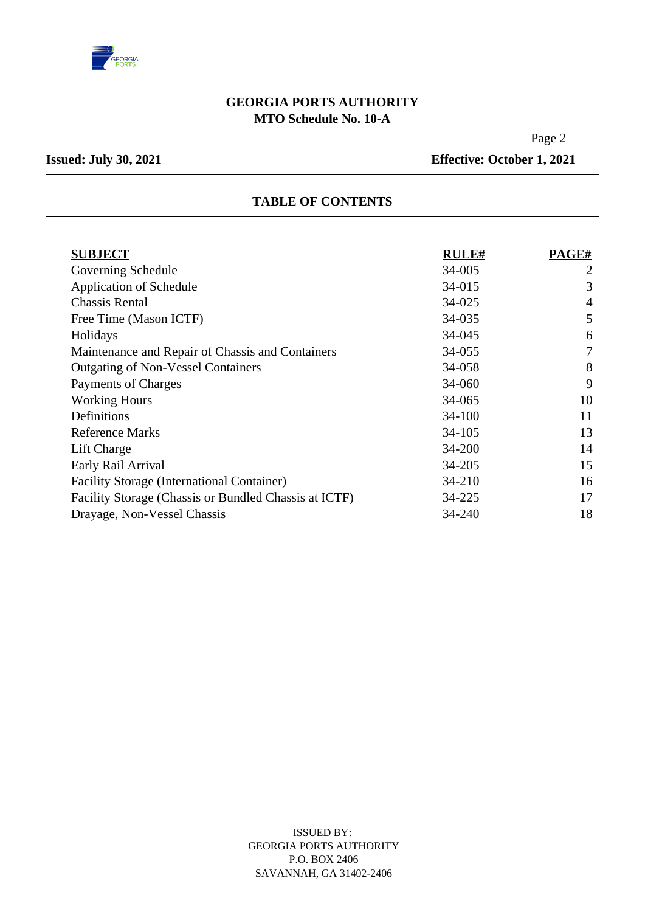# TABLE OF CONTENTS

| SUBJECT | RULE# | PAGE# |
|---|---|---|
| Governing Schedule | 34-005 | 2 |
| Application of Schedule | 34-015 | 3 |
| Chassis Rental | 34-025 | 4 |
| Free Time (Mason ICTF) | 34-035 | 5 |
| Holidays | 34-045 | 6 |
| Maintenance and Repair of Chassis and Containers | 34-055 | 7 |
| Outgating of Non-Vessel Containers | 34-058 | 8 |
| Payments of Charges | 34-060 | 9 |
| Working Hours | 34-065 | 10 |
| Definitions | 34-100 | 11 |
| Reference Marks | 34-105 | 13 |
| Lift Charge | 34-200 | 14 |
| Early Rail Arrival | 34-205 | 15 |
| Facility Storage (International Container) | 34-210 | 16 |
| Facility Storage (Chassis or Bundled Chassis at ICTF) | 34-225 | 17 |
| Drayage, Non-Vessel Chassis | 34-240 | 18 |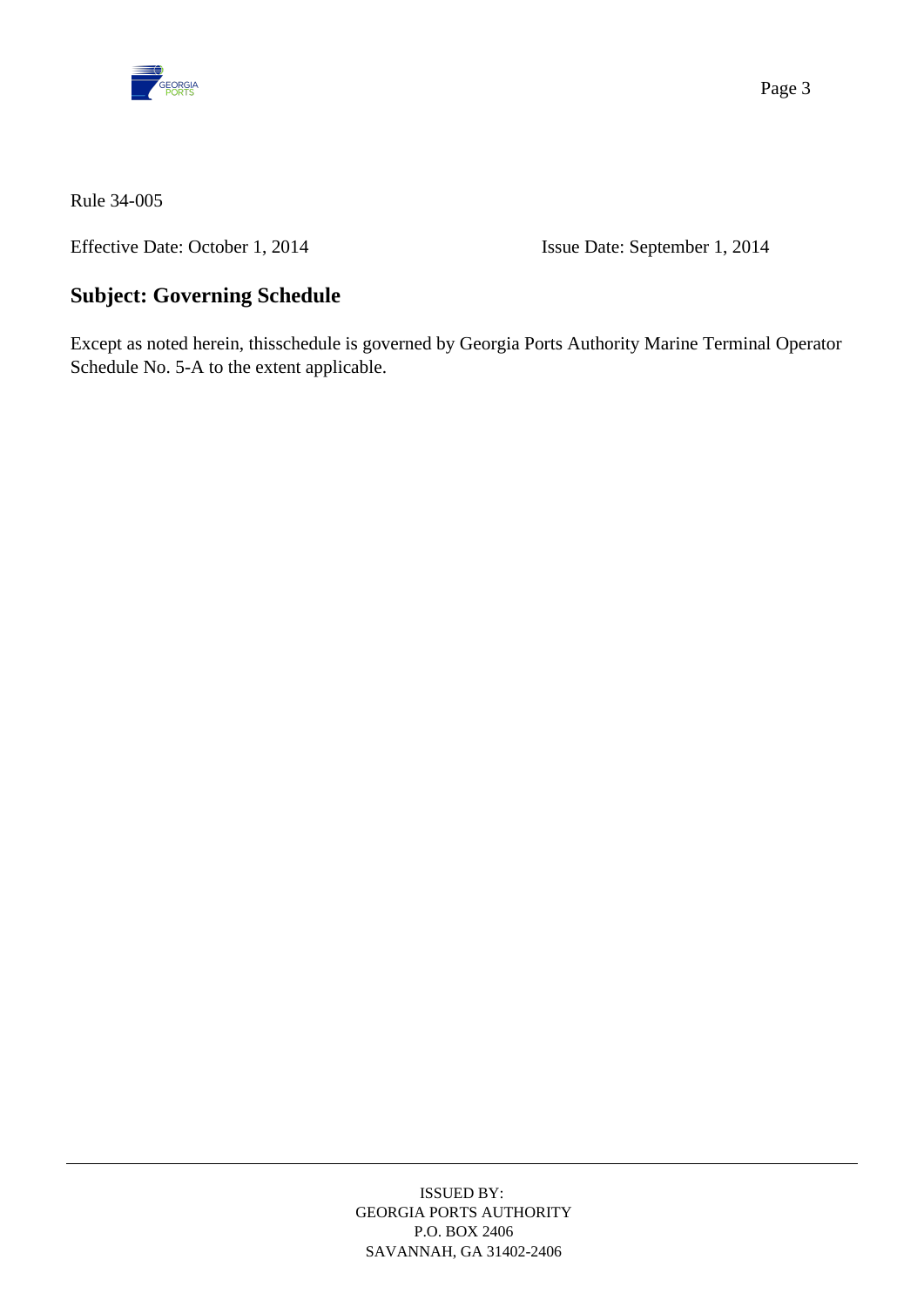Rule 34-005

Effective Date: October 1, 2014 Issue Date: September 1, 2014

## Subject: Governing Schedule

Except as noted herein, thisschedule is governed by Georgia Ports Authority Marine Terminal Operator Schedule No. 5-A to the extent applicable.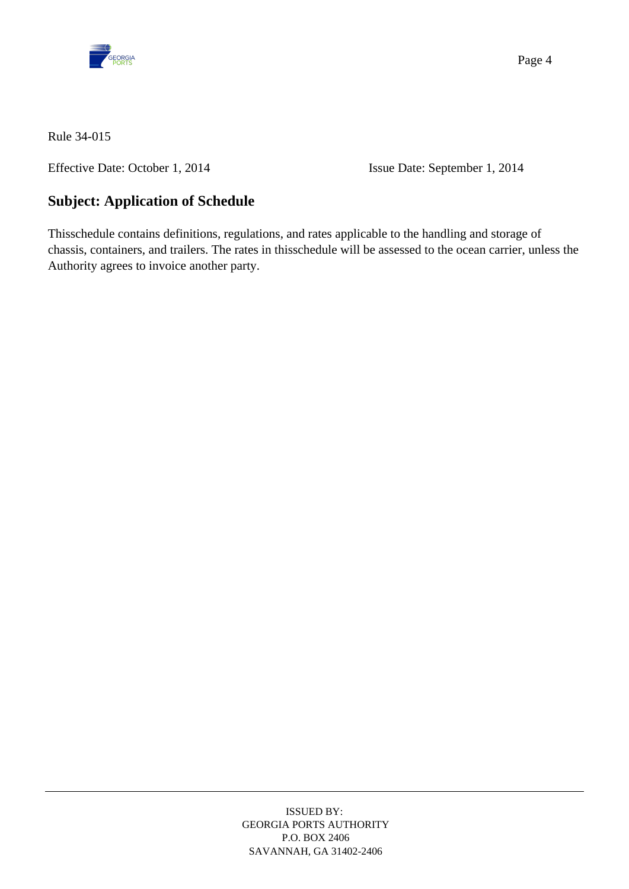Rule 34-015

Effective Date: October 1, 2014 Issue Date: September 1, 2014

## Subject: Application of Schedule

Thisschedule contains definitions, regulations, and rates applicable to the handling and storage of chassis, containers, and trailers. The rates in thisschedule will be assessed to the ocean carrier, unless the Authority agrees to invoice another party.

ISSUED BY:
GEORGIA PORTS AUTHORITY
P.O. BOX 2406
SAVANNAH, GA 31402-2406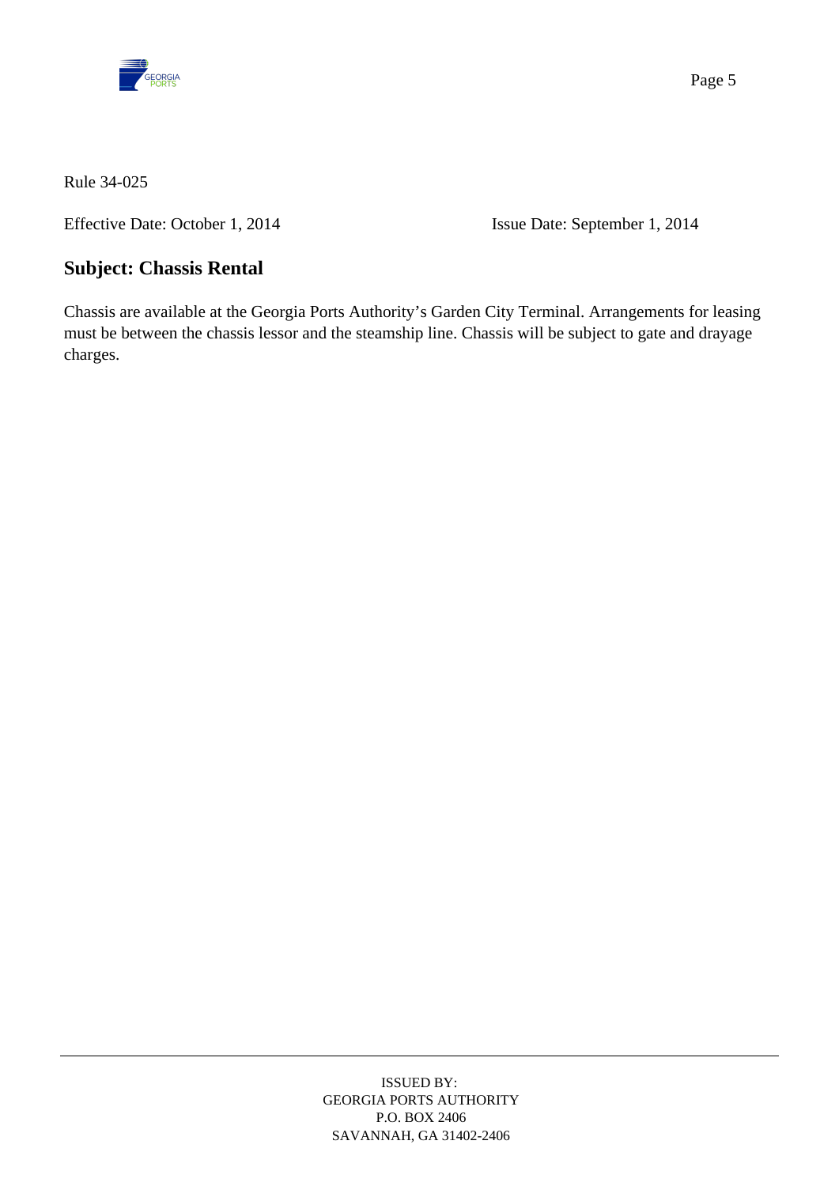Rule 34-025

Effective Date: October 1, 2014 Issue Date: September 1, 2014

## Subject: Chassis Rental

Chassis are available at the Georgia Ports Authority's Garden City Terminal. Arrangements for leasing must be between the chassis lessor and the steamship line. Chassis will be subject to gate and drayage charges.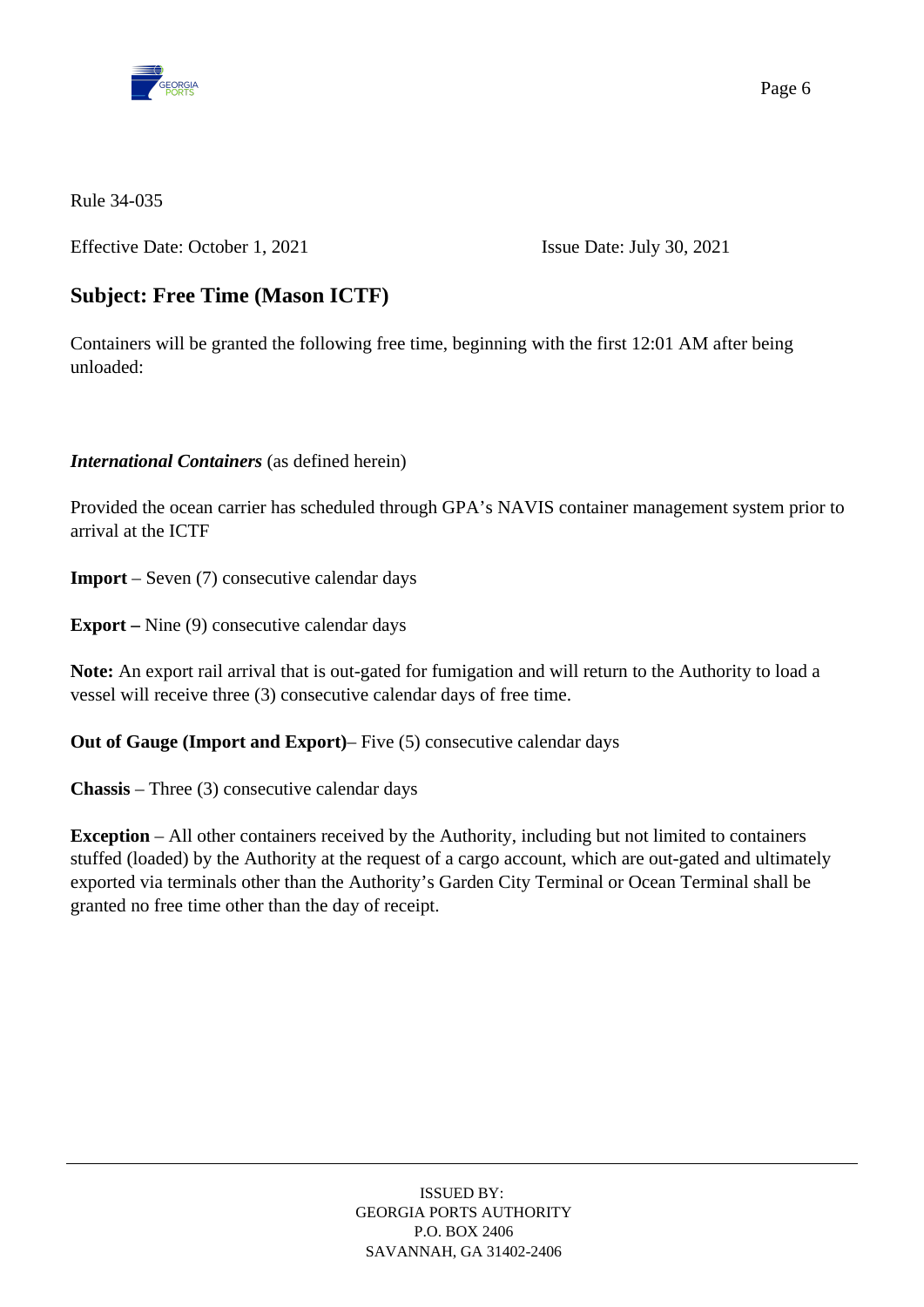Rule 34-035

Effective Date: October 1, 2021 Issue Date: July 30, 2021

## Subject: Free Time (Mason ICTF)

Containers will be granted the following free time, beginning with the first 12:01 AM after being unloaded:

***International Containers*** (as defined herein)

Provided the ocean carrier has scheduled through GPA's NAVIS container management system prior to arrival at the ICTF

**Import** – Seven (7) consecutive calendar days

**Export –** Nine (9) consecutive calendar days

**Note:** An export rail arrival that is out-gated for fumigation and will return to the Authority to load a vessel will receive three (3) consecutive calendar days of free time.

**Out of Gauge (Import and Export)**– Five (5) consecutive calendar days

**Chassis** – Three (3) consecutive calendar days

**Exception** – All other containers received by the Authority, including but not limited to containers stuffed (loaded) by the Authority at the request of a cargo account, which are out-gated and ultimately exported via terminals other than the Authority's Garden City Terminal or Ocean Terminal shall be granted no free time other than the day of receipt.

ISSUED BY:
GEORGIA PORTS AUTHORITY
P.O. BOX 2406
SAVANNAH, GA 31402-2406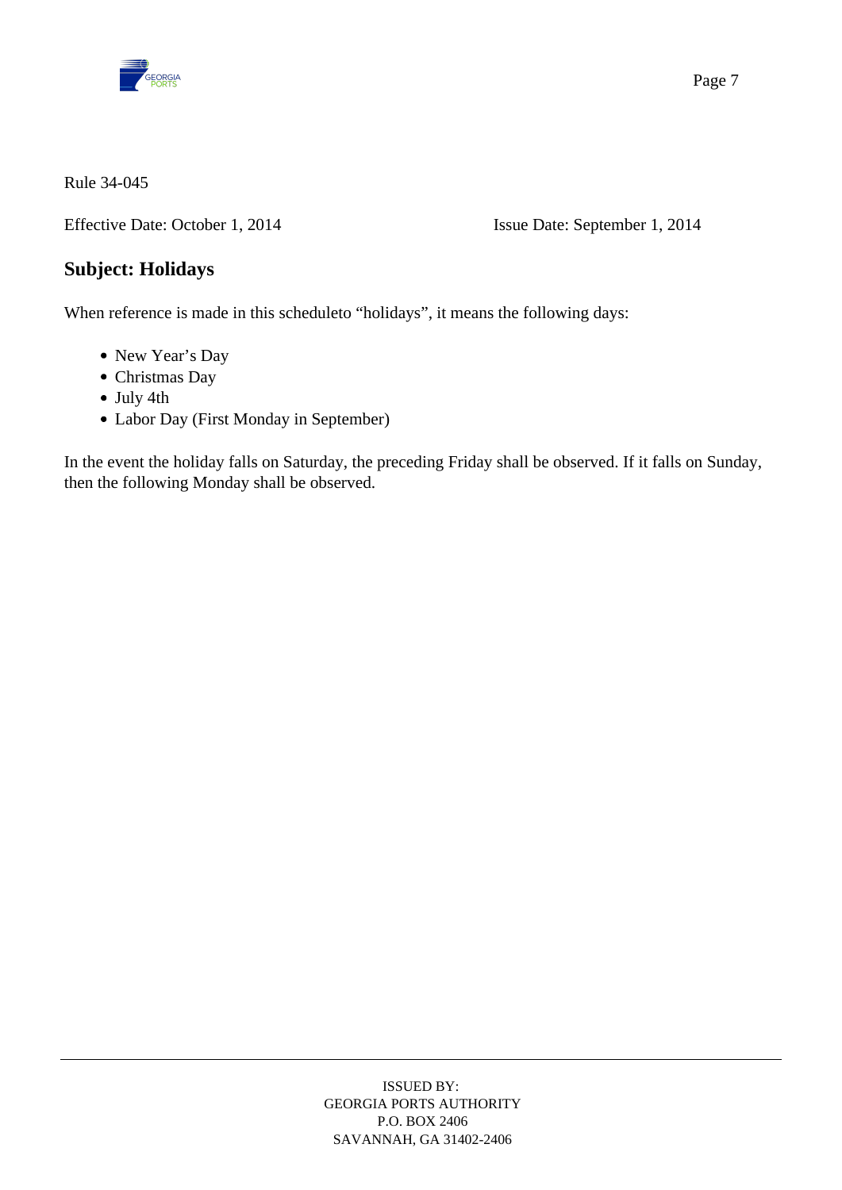Rule 34-045

Effective Date: October 1, 2014 Issue Date: September 1, 2014

## Subject: Holidays

When reference is made in this scheduleto “holidays”, it means the following days:

- New Year’s Day
- Christmas Day
- July 4th
- Labor Day (First Monday in September)

In the event the holiday falls on Saturday, the preceding Friday shall be observed. If it falls on Sunday, then the following Monday shall be observed.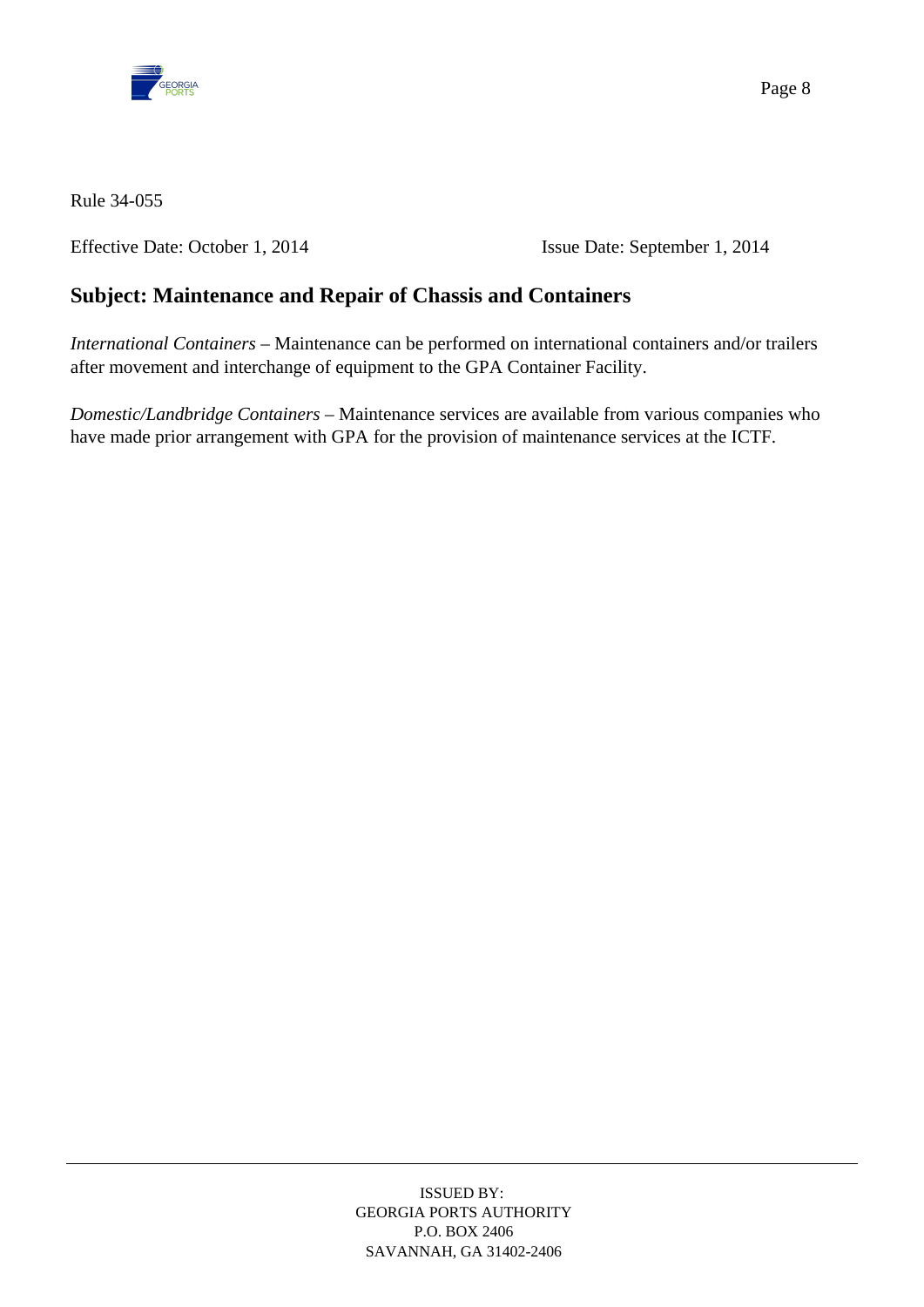Rule 34-055

Effective Date: October 1, 2014 Issue Date: September 1, 2014

## Subject: Maintenance and Repair of Chassis and Containers

*International Containers* – Maintenance can be performed on international containers and/or trailers after movement and interchange of equipment to the GPA Container Facility.

*Domestic/Landbridge Containers* – Maintenance services are available from various companies who have made prior arrangement with GPA for the provision of maintenance services at the ICTF.

ISSUED BY:
GEORGIA PORTS AUTHORITY
P.O. BOX 2406
SAVANNAH, GA 31402-2406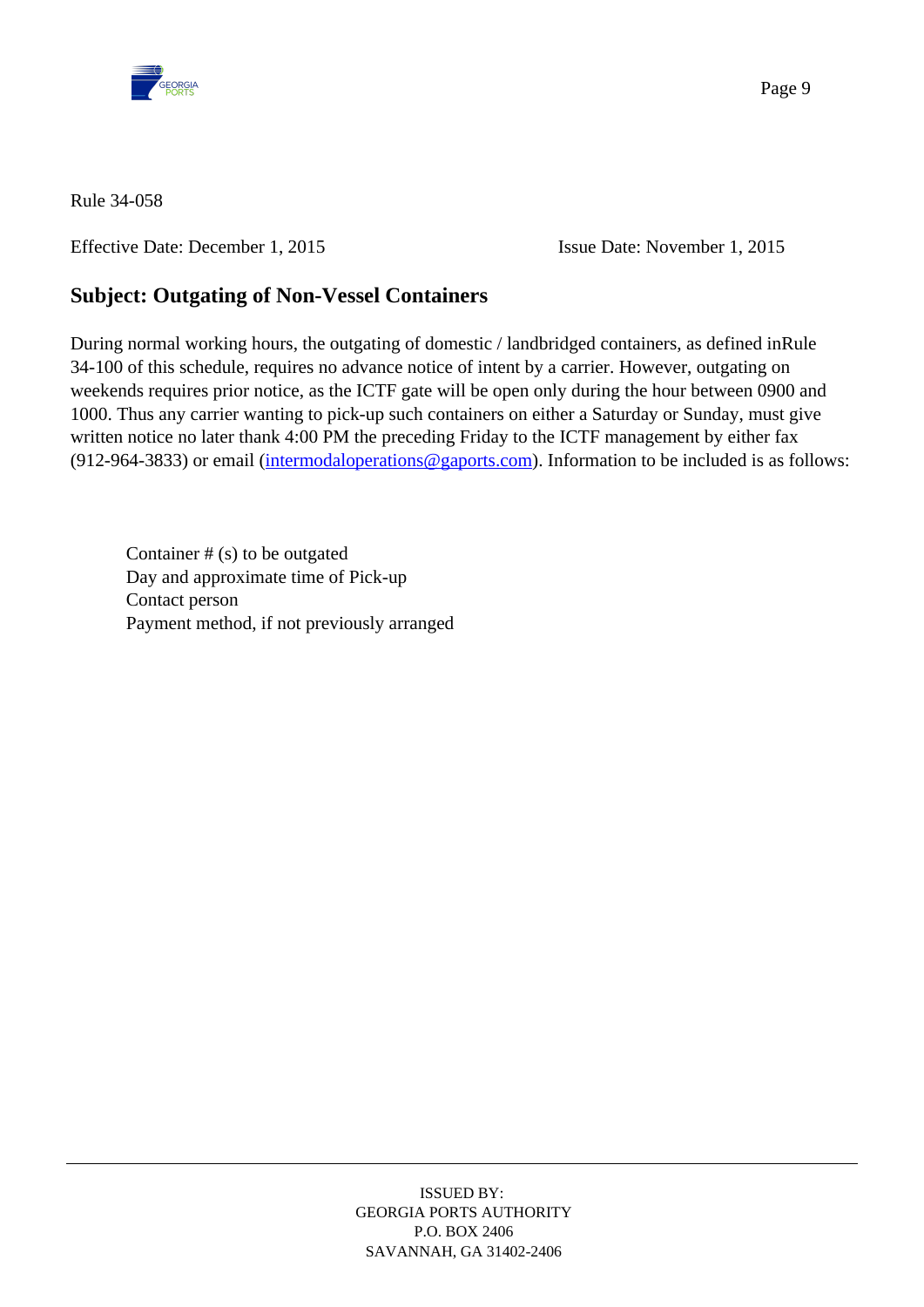Rule 34-058

Effective Date: December 1, 2015 Issue Date: November 1, 2015

## Subject: Outgating of Non-Vessel Containers

During normal working hours, the outgating of domestic / landbridged containers, as defined inRule 34-100 of this schedule, requires no advance notice of intent by a carrier. However, outgating on weekends requires prior notice, as the ICTF gate will be open only during the hour between 0900 and 1000. Thus any carrier wanting to pick-up such containers on either a Saturday or Sunday, must give written notice no later thank 4:00 PM the preceding Friday to the ICTF management by either fax (912-964-3833) or email (intermodaloperations@gaports.com). Information to be included is as follows:

Container # (s) to be outgated
Day and approximate time of Pick-up
Contact person
Payment method, if not previously arranged

ISSUED BY:
GEORGIA PORTS AUTHORITY
P.O. BOX 2406
SAVANNAH, GA 31402-2406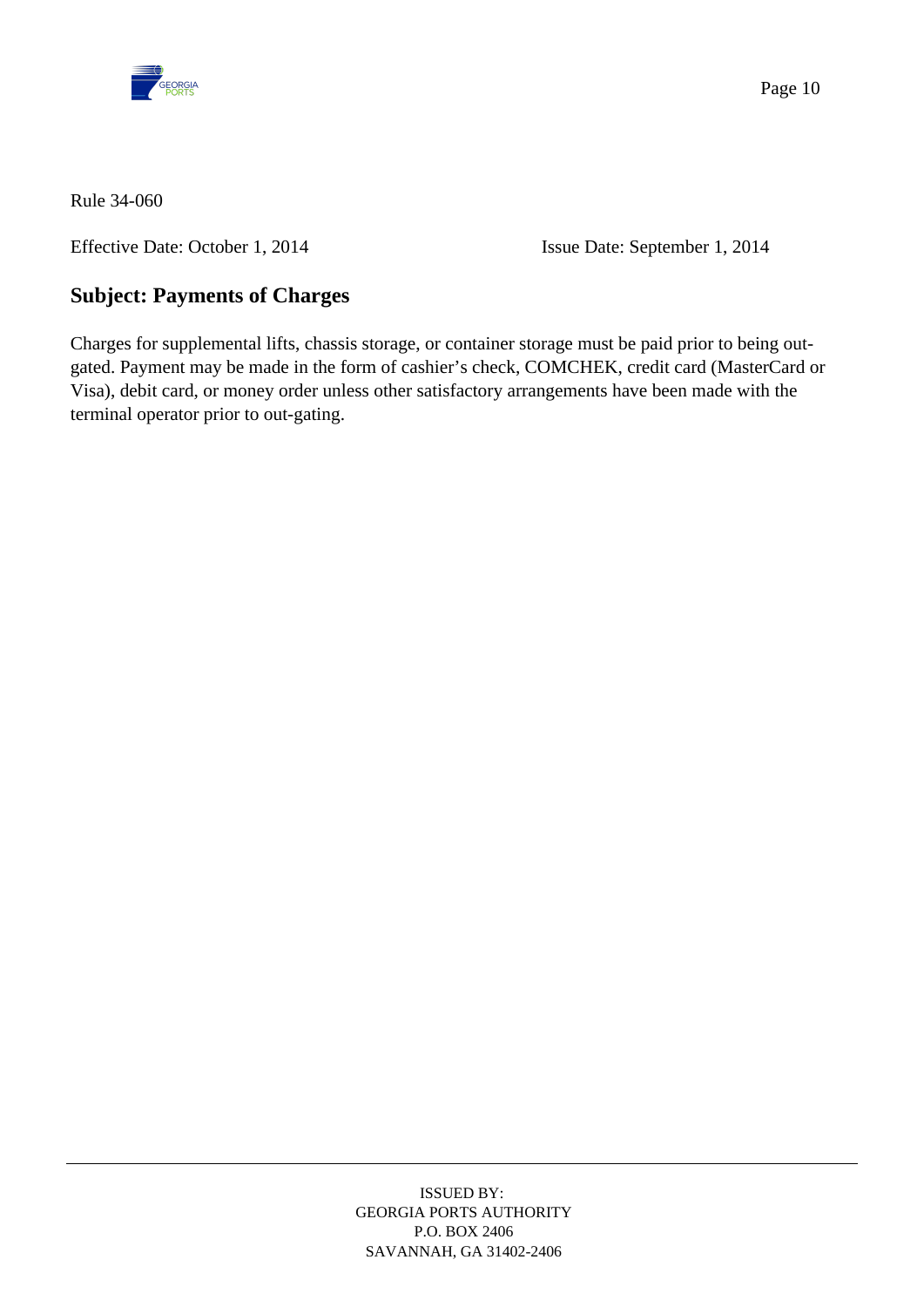Rule 34-060

Effective Date: October 1, 2014 Issue Date: September 1, 2014

## Subject: Payments of Charges

Charges for supplemental lifts, chassis storage, or container storage must be paid prior to being out-gated. Payment may be made in the form of cashier's check, COMCHEK, credit card (MasterCard or Visa), debit card, or money order unless other satisfactory arrangements have been made with the terminal operator prior to out-gating.

ISSUED BY:
GEORGIA PORTS AUTHORITY
P.O. BOX 2406
SAVANNAH, GA 31402-2406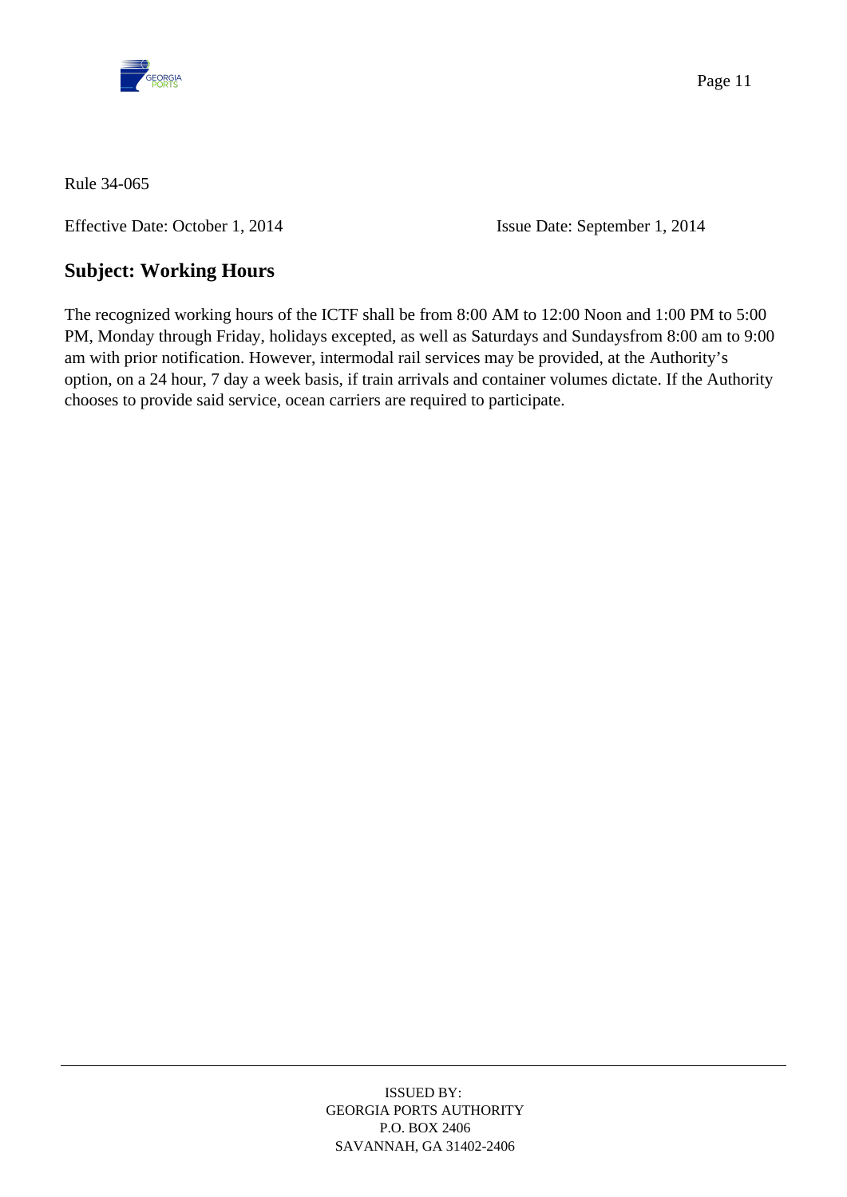Rule 34-065

Effective Date: October 1, 2014 Issue Date: September 1, 2014

## Subject: Working Hours

The recognized working hours of the ICTF shall be from 8:00 AM to 12:00 Noon and 1:00 PM to 5:00 PM, Monday through Friday, holidays excepted, as well as Saturdays and Sundaysfrom 8:00 am to 9:00 am with prior notification. However, intermodal rail services may be provided, at the Authority's option, on a 24 hour, 7 day a week basis, if train arrivals and container volumes dictate. If the Authority chooses to provide said service, ocean carriers are required to participate.

ISSUED BY:
GEORGIA PORTS AUTHORITY
P.O. BOX 2406
SAVANNAH, GA 31402-2406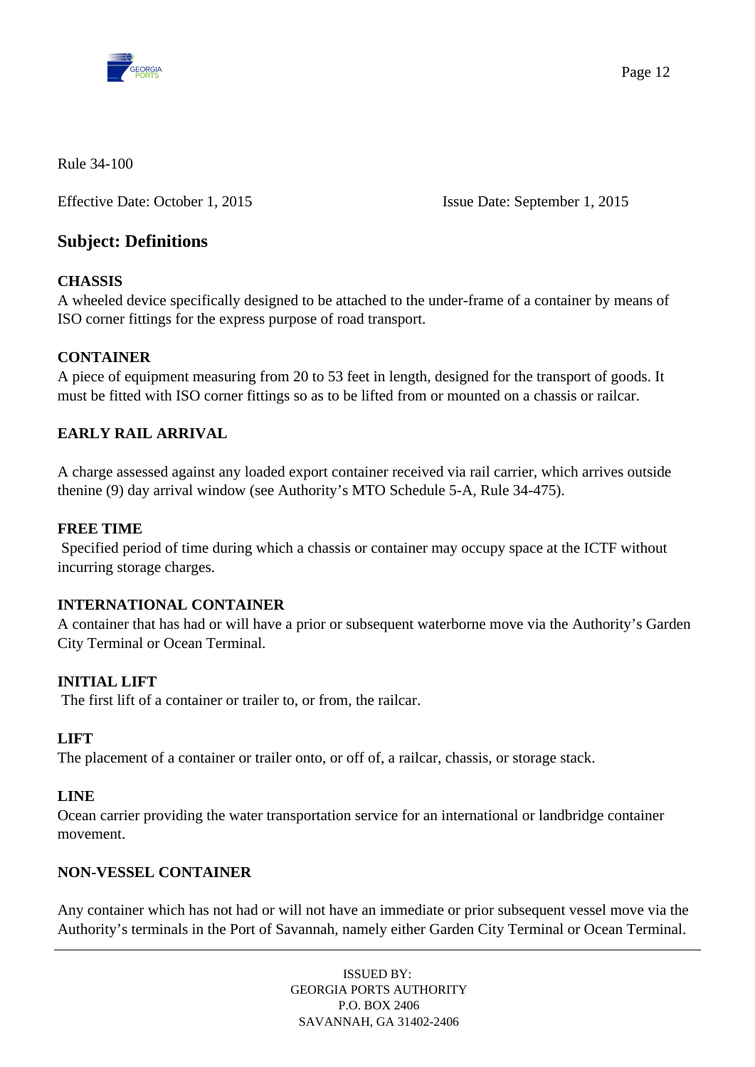Rule 34-100

Effective Date: October 1, 2015 Issue Date: September 1, 2015

## Subject: Definitions

**CHASSIS**

A wheeled device specifically designed to be attached to the under-frame of a container by means of ISO corner fittings for the express purpose of road transport.

**CONTAINER**

A piece of equipment measuring from 20 to 53 feet in length, designed for the transport of goods. It must be fitted with ISO corner fittings so as to be lifted from or mounted on a chassis or railcar.

**EARLY RAIL ARRIVAL**

A charge assessed against any loaded export container received via rail carrier, which arrives outside thenine (9) day arrival window (see Authority's MTO Schedule 5-A, Rule 34-475).

**FREE TIME**

Specified period of time during which a chassis or container may occupy space at the ICTF without incurring storage charges.

**INTERNATIONAL CONTAINER**

A container that has had or will have a prior or subsequent waterborne move via the Authority's Garden City Terminal or Ocean Terminal.

**INITIAL LIFT**

The first lift of a container or trailer to, or from, the railcar.

**LIFT**

The placement of a container or trailer onto, or off of, a railcar, chassis, or storage stack.

**LINE**

Ocean carrier providing the water transportation service for an international or landbridge container movement.

**NON-VESSEL CONTAINER**

Any container which has not had or will not have an immediate or prior subsequent vessel move via the Authority's terminals in the Port of Savannah, namely either Garden City Terminal or Ocean Terminal.

ISSUED BY:
GEORGIA PORTS AUTHORITY
P.O. BOX 2406
SAVANNAH, GA 31402-2406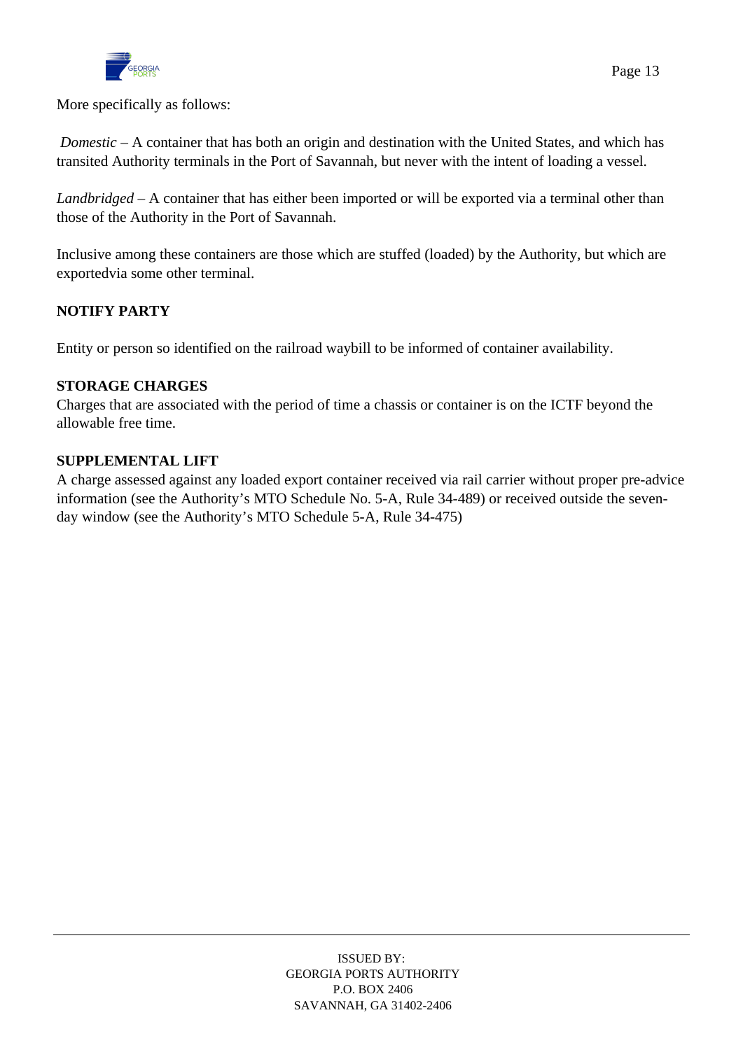More specifically as follows:

*Domestic* – A container that has both an origin and destination with the United States, and which has transited Authority terminals in the Port of Savannah, but never with the intent of loading a vessel.

*Landbridged* – A container that has either been imported or will be exported via a terminal other than those of the Authority in the Port of Savannah.

Inclusive among these containers are those which are stuffed (loaded) by the Authority, but which are exportedvia some other terminal.

**NOTIFY PARTY**

Entity or person so identified on the railroad waybill to be informed of container availability.

**STORAGE CHARGES**

Charges that are associated with the period of time a chassis or container is on the ICTF beyond the allowable free time.

**SUPPLEMENTAL LIFT**

A charge assessed against any loaded export container received via rail carrier without proper pre-advice information (see the Authority's MTO Schedule No. 5-A, Rule 34-489) or received outside the seven-day window (see the Authority's MTO Schedule 5-A, Rule 34-475)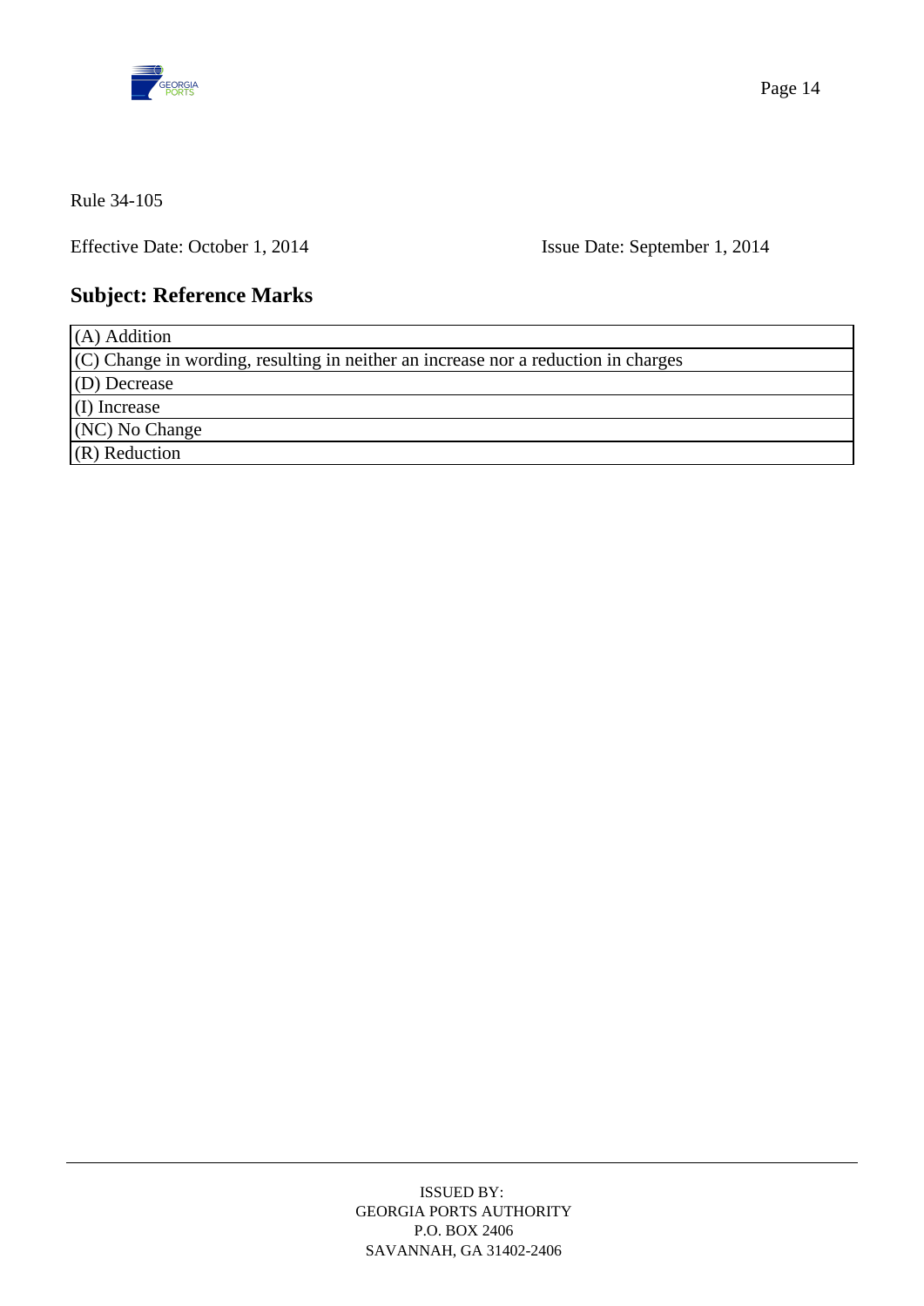Rule 34-105

Effective Date: October 1, 2014 Issue Date: September 1, 2014

## Subject: Reference Marks

| |
|---|
| (A) Addition |
| (C) Change in wording, resulting in neither an increase nor a reduction in charges |
| (D) Decrease |
| (I) Increase |
| (NC) No Change |
| (R) Reduction |

ISSUED BY:
GEORGIA PORTS AUTHORITY
P.O. BOX 2406
SAVANNAH, GA 31402-2406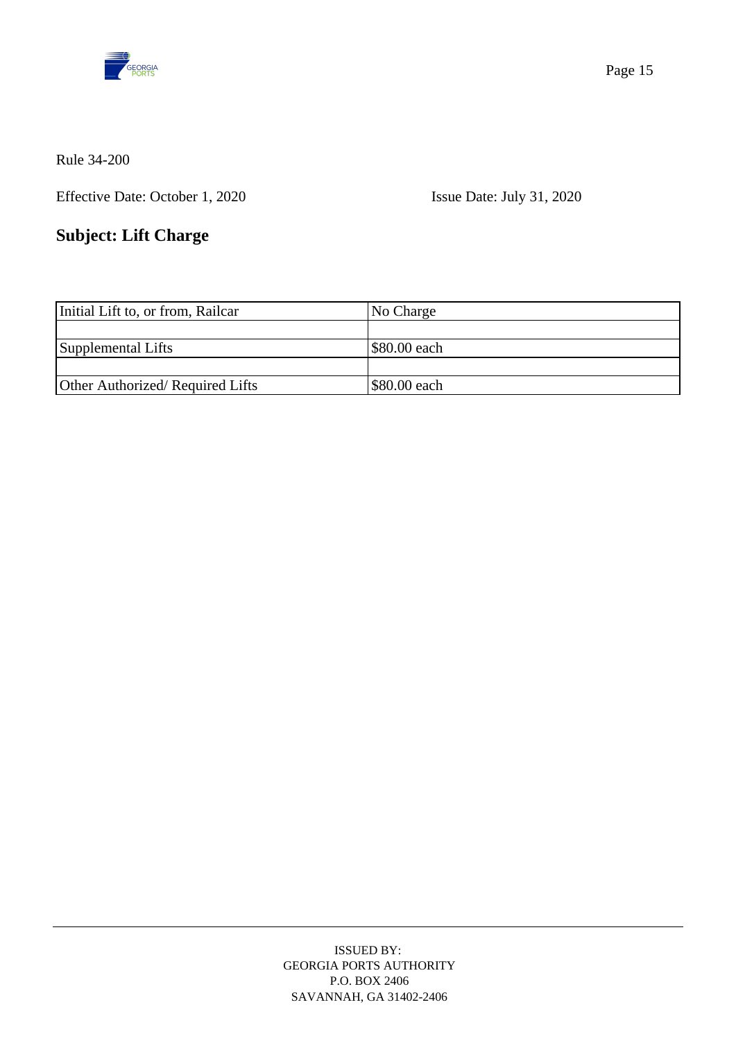Rule 34-200

Effective Date: October 1, 2020 Issue Date: July 31, 2020

## Subject: Lift Charge

| Initial Lift to, or from, Railcar | No Charge |
|---|---|
| | |
| Supplemental Lifts | $80.00 each |
| | |
| Other Authorized/ Required Lifts | $80.00 each |

ISSUED BY:
GEORGIA PORTS AUTHORITY
P.O. BOX 2406
SAVANNAH, GA 31402-2406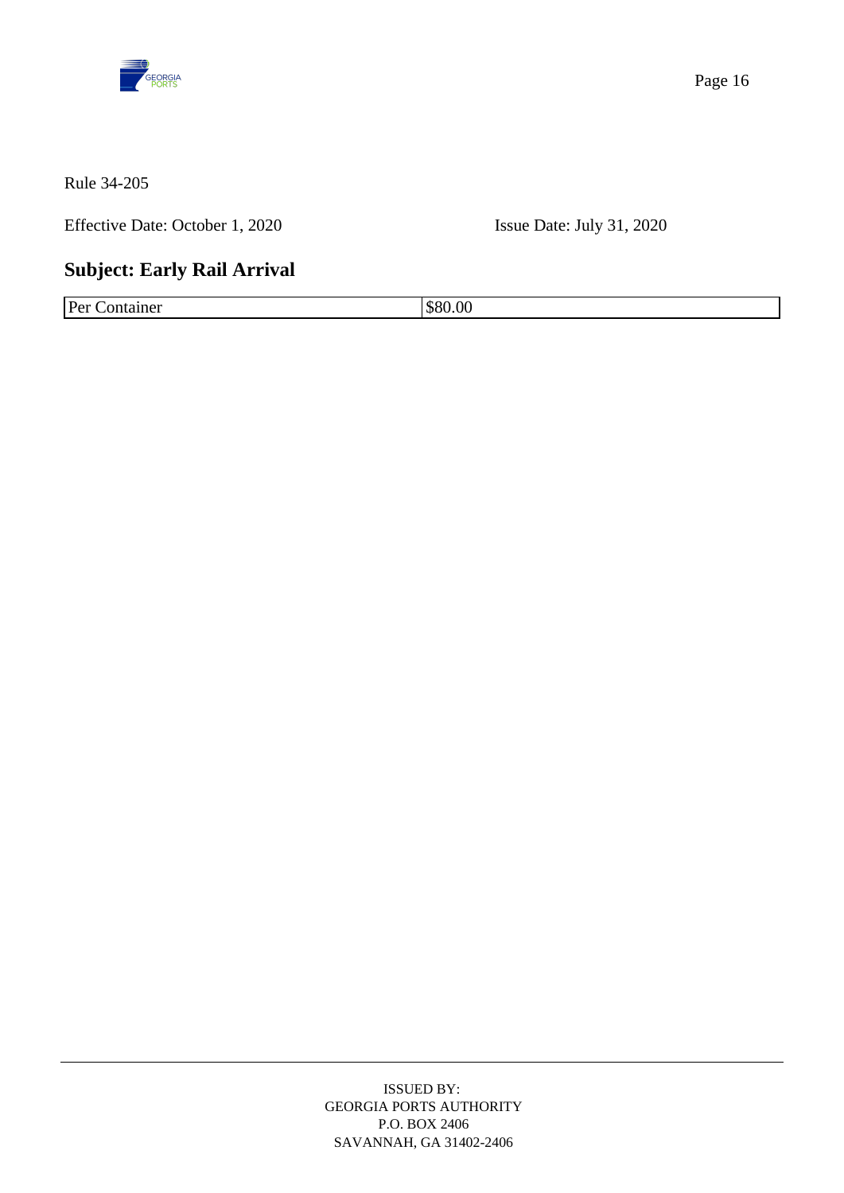Rule 34-205

Effective Date: October 1, 2020 Issue Date: July 31, 2020

## Subject: Early Rail Arrival

| Per Container | $80.00 |
|---|---|

ISSUED BY:
GEORGIA PORTS AUTHORITY
P.O. BOX 2406
SAVANNAH, GA 31402-2406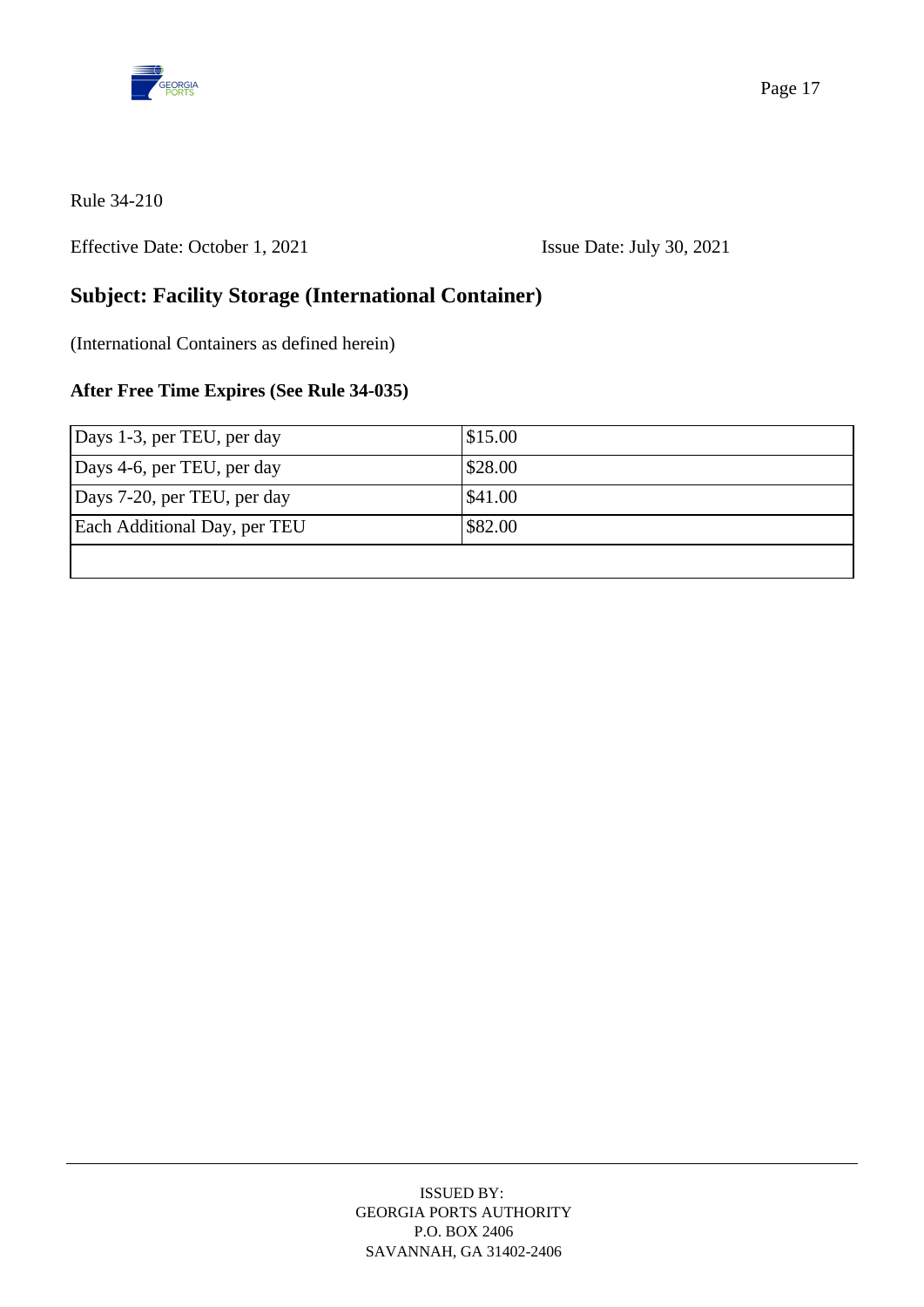Rule 34-210

Effective Date: October 1, 2021 Issue Date: July 30, 2021

## Subject: Facility Storage (International Container)

(International Containers as defined herein)

**After Free Time Expires (See Rule 34-035)**

| Days 1-3, per TEU, per day | $15.00 |
|---|---|
| Days 4-6, per TEU, per day | $28.00 |
| Days 7-20, per TEU, per day | $41.00 |
| Each Additional Day, per TEU | $82.00 |
| | |

ISSUED BY:
GEORGIA PORTS AUTHORITY
P.O. BOX 2406
SAVANNAH, GA 31402-2406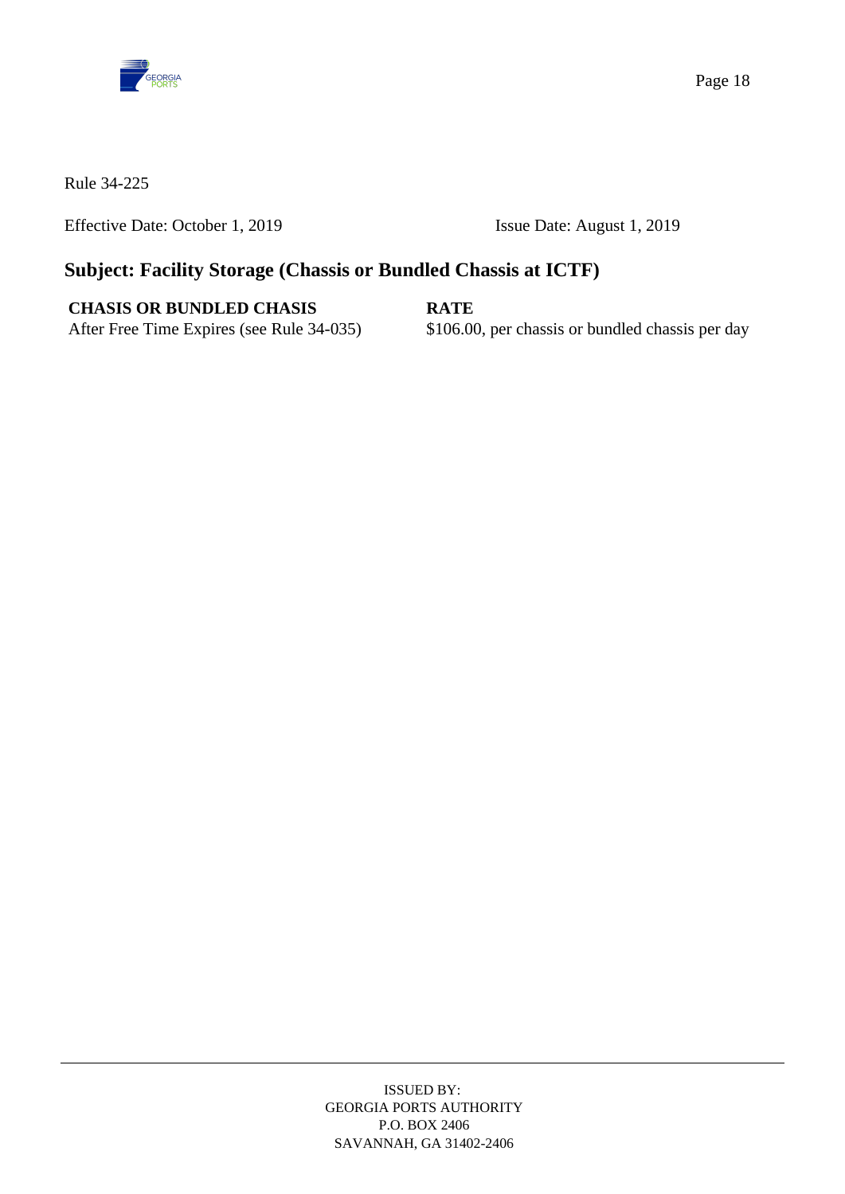Rule 34-225

Effective Date: October 1, 2019 Issue Date: August 1, 2019

## Subject: Facility Storage (Chassis or Bundled Chassis at ICTF)

| CHASIS OR BUNDLED CHASIS | RATE |
| --- | --- |
| After Free Time Expires (see Rule 34-035) | $106.00, per chassis or bundled chassis per day |

ISSUED BY:
GEORGIA PORTS AUTHORITY
P.O. BOX 2406
SAVANNAH, GA 31402-2406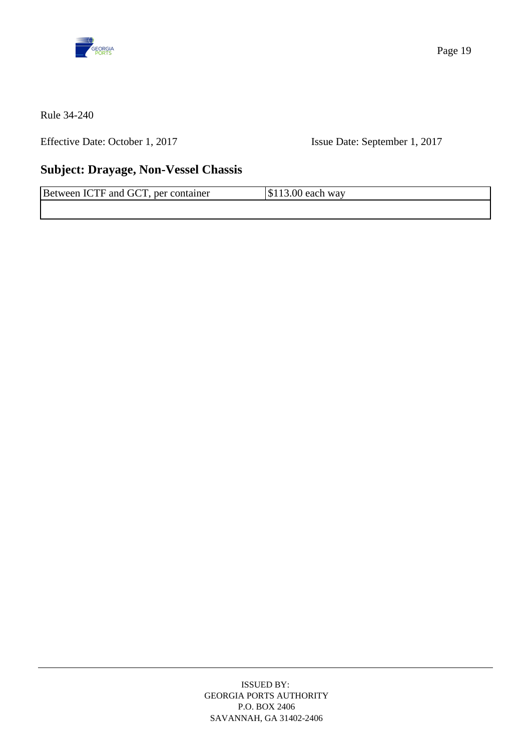Rule 34-240

Effective Date: October 1, 2017 Issue Date: September 1, 2017

## Subject: Drayage, Non-Vessel Chassis

| | |
|---|---|
| Between ICTF and GCT, per container | $113.00 each way |
| | |

ISSUED BY:
GEORGIA PORTS AUTHORITY
P.O. BOX 2406
SAVANNAH, GA 31402-2406